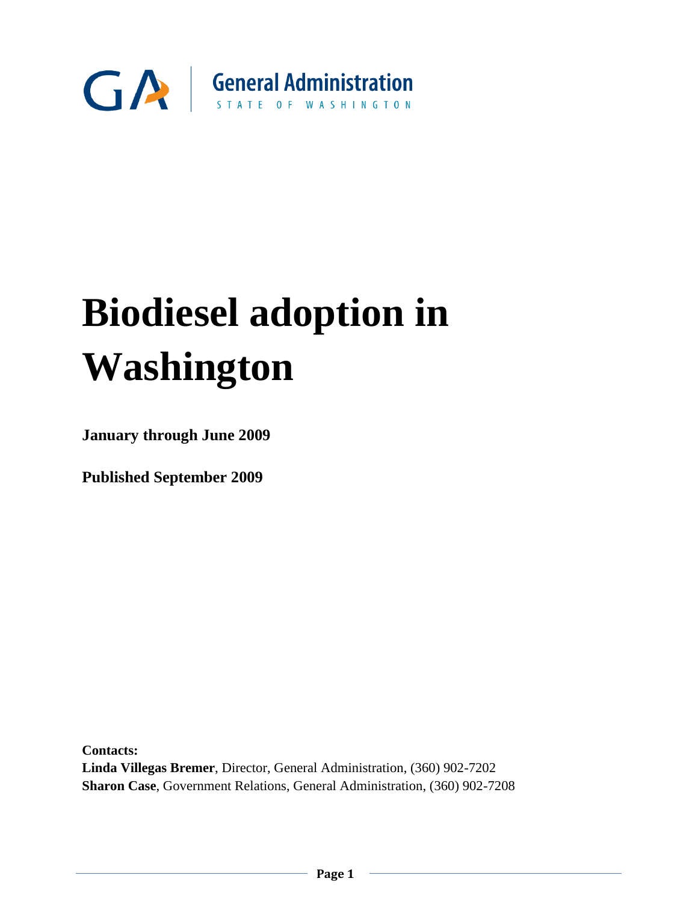General Administration

STATE OF WASHINGTON

# Biodiesel adoption in Washington

**January through June 2009**

**Published September 2009**

**Contacts:**
**Linda Villegas Bremer**, Director, General Administration, (360) 902-7202
**Sharon Case**, Government Relations, General Administration, (360) 902-7208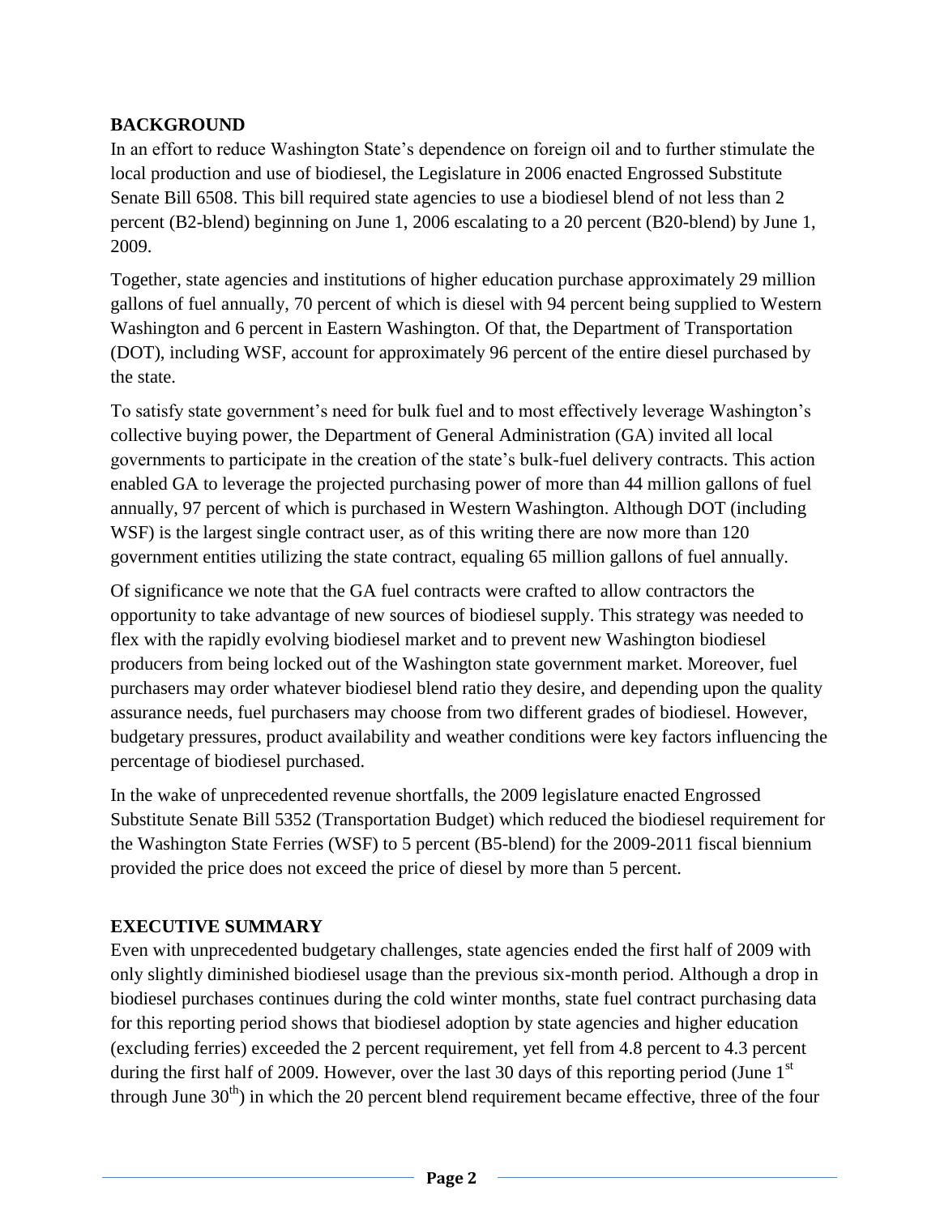## BACKGROUND

In an effort to reduce Washington State's dependence on foreign oil and to further stimulate the local production and use of biodiesel, the Legislature in 2006 enacted Engrossed Substitute Senate Bill 6508. This bill required state agencies to use a biodiesel blend of not less than 2 percent (B2-blend) beginning on June 1, 2006 escalating to a 20 percent (B20-blend) by June 1, 2009.

Together, state agencies and institutions of higher education purchase approximately 29 million gallons of fuel annually, 70 percent of which is diesel with 94 percent being supplied to Western Washington and 6 percent in Eastern Washington. Of that, the Department of Transportation (DOT), including WSF, account for approximately 96 percent of the entire diesel purchased by the state.

To satisfy state government's need for bulk fuel and to most effectively leverage Washington's collective buying power, the Department of General Administration (GA) invited all local governments to participate in the creation of the state's bulk-fuel delivery contracts. This action enabled GA to leverage the projected purchasing power of more than 44 million gallons of fuel annually, 97 percent of which is purchased in Western Washington. Although DOT (including WSF) is the largest single contract user, as of this writing there are now more than 120 government entities utilizing the state contract, equaling 65 million gallons of fuel annually.

Of significance we note that the GA fuel contracts were crafted to allow contractors the opportunity to take advantage of new sources of biodiesel supply. This strategy was needed to flex with the rapidly evolving biodiesel market and to prevent new Washington biodiesel producers from being locked out of the Washington state government market. Moreover, fuel purchasers may order whatever biodiesel blend ratio they desire, and depending upon the quality assurance needs, fuel purchasers may choose from two different grades of biodiesel. However, budgetary pressures, product availability and weather conditions were key factors influencing the percentage of biodiesel purchased.

In the wake of unprecedented revenue shortfalls, the 2009 legislature enacted Engrossed Substitute Senate Bill 5352 (Transportation Budget) which reduced the biodiesel requirement for the Washington State Ferries (WSF) to 5 percent (B5-blend) for the 2009-2011 fiscal biennium provided the price does not exceed the price of diesel by more than 5 percent.

## EXECUTIVE SUMMARY

Even with unprecedented budgetary challenges, state agencies ended the first half of 2009 with only slightly diminished biodiesel usage than the previous six-month period. Although a drop in biodiesel purchases continues during the cold winter months, state fuel contract purchasing data for this reporting period shows that biodiesel adoption by state agencies and higher education (excluding ferries) exceeded the 2 percent requirement, yet fell from 4.8 percent to 4.3 percent during the first half of 2009. However, over the last 30 days of this reporting period (June 1st through June 30th) in which the 20 percent blend requirement became effective, three of the four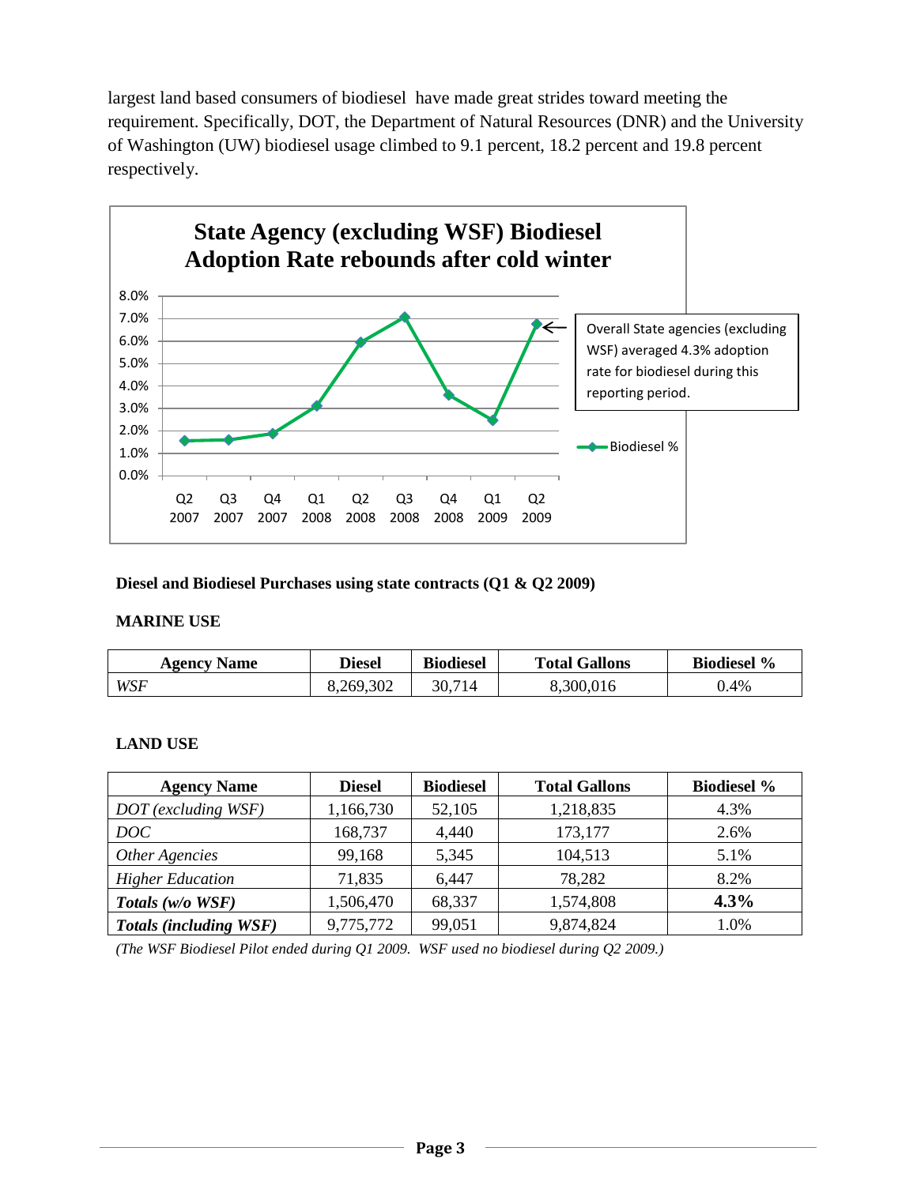largest land based consumers of biodiesel have made great strides toward meeting the requirement. Specifically, DOT, the Department of Natural Resources (DNR) and the University of Washington (UW) biodiesel usage climbed to 9.1 percent, 18.2 percent and 19.8 percent respectively.

**State Agency (excluding WSF) Biodiesel Adoption Rate rebounds after cold winter**

8.0%
7.0%
6.0%
5.0%
4.0%
3.0%
2.0%
1.0%
0.0%

Q2 2007, Q3 2007, Q4 2007, Q1 2008, Q2 2008, Q3 2008, Q4 2008, Q1 2009, Q2 2009

Overall State agencies (excluding WSF) averaged 4.3% adoption rate for biodiesel during this reporting period.

Biodiesel %

**Diesel and Biodiesel Purchases using state contracts (Q1 & Q2 2009)**

**MARINE USE**

| Agency Name | Diesel | Biodiesel | Total Gallons | Biodiesel % |
|---|---|---|---|---|
| *WSF* | 8,269,302 | 30,714 | 8,300,016 | 0.4% |

**LAND USE**

| Agency Name | Diesel | Biodiesel | Total Gallons | Biodiesel % |
|---|---|---|---|---|
| *DOT (excluding WSF)* | 1,166,730 | 52,105 | 1,218,835 | 4.3% |
| *DOC* | 168,737 | 4,440 | 173,177 | 2.6% |
| *Other Agencies* | 99,168 | 5,345 | 104,513 | 5.1% |
| *Higher Education* | 71,835 | 6,447 | 78,282 | 8.2% |
| ***Totals (w/o WSF)*** | 1,506,470 | 68,337 | 1,574,808 | **4.3%** |
| ***Totals (including WSF)*** | 9,775,772 | 99,051 | 9,874,824 | 1.0% |

*(The WSF Biodiesel Pilot ended during Q1 2009. WSF used no biodiesel during Q2 2009.)*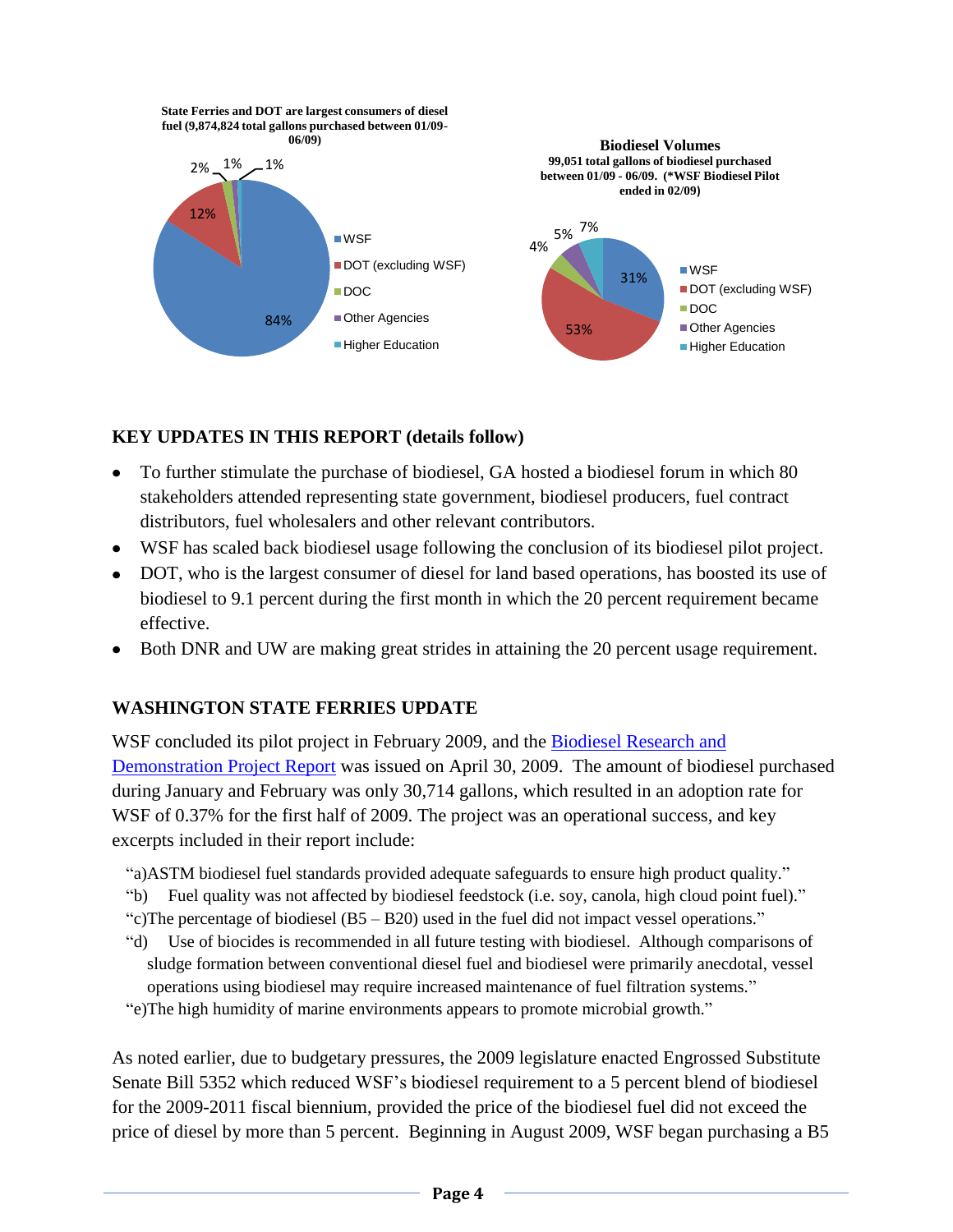State Ferries and DOT are largest consumers of diesel fuel (9,874,824 total gallons purchased between 01/09-06/09)

84%
12%
2%
1%
1%

WSF
DOT (excluding WSF)
DOC
Other Agencies
Higher Education

**Biodiesel Volumes**

99,051 total gallons of biodiesel purchased between 01/09 - 06/09. (*WSF Biodiesel Pilot ended in 02/09)

31%
53%
4%
5%
7%

WSF
DOT (excluding WSF)
DOC
Other Agencies
Higher Education

## KEY UPDATES IN THIS REPORT (details follow)

- To further stimulate the purchase of biodiesel, GA hosted a biodiesel forum in which 80 stakeholders attended representing state government, biodiesel producers, fuel contract distributors, fuel wholesalers and other relevant contributors.
- WSF has scaled back biodiesel usage following the conclusion of its biodiesel pilot project.
- DOT, who is the largest consumer of diesel for land based operations, has boosted its use of biodiesel to 9.1 percent during the first month in which the 20 percent requirement became effective.
- Both DNR and UW are making great strides in attaining the 20 percent usage requirement.

## WASHINGTON STATE FERRIES UPDATE

WSF concluded its pilot project in February 2009, and the Biodiesel Research and Demonstration Project Report was issued on April 30, 2009. The amount of biodiesel purchased during January and February was only 30,714 gallons, which resulted in an adoption rate for WSF of 0.37% for the first half of 2009. The project was an operational success, and key excerpts included in their report include:

"a)ASTM biodiesel fuel standards provided adequate safeguards to ensure high product quality."

"b) Fuel quality was not affected by biodiesel feedstock (i.e. soy, canola, high cloud point fuel)."

"c)The percentage of biodiesel (B5 – B20) used in the fuel did not impact vessel operations."

"d) Use of biocides is recommended in all future testing with biodiesel. Although comparisons of sludge formation between conventional diesel fuel and biodiesel were primarily anecdotal, vessel operations using biodiesel may require increased maintenance of fuel filtration systems."

"e)The high humidity of marine environments appears to promote microbial growth."

As noted earlier, due to budgetary pressures, the 2009 legislature enacted Engrossed Substitute Senate Bill 5352 which reduced WSF's biodiesel requirement to a 5 percent blend of biodiesel for the 2009-2011 fiscal biennium, provided the price of the biodiesel fuel did not exceed the price of diesel by more than 5 percent. Beginning in August 2009, WSF began purchasing a B5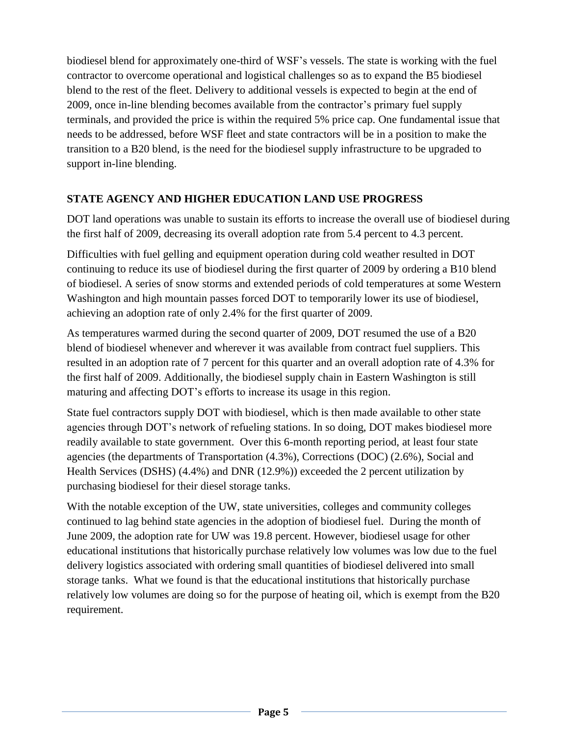biodiesel blend for approximately one-third of WSF's vessels. The state is working with the fuel contractor to overcome operational and logistical challenges so as to expand the B5 biodiesel blend to the rest of the fleet. Delivery to additional vessels is expected to begin at the end of 2009, once in-line blending becomes available from the contractor's primary fuel supply terminals, and provided the price is within the required 5% price cap. One fundamental issue that needs to be addressed, before WSF fleet and state contractors will be in a position to make the transition to a B20 blend, is the need for the biodiesel supply infrastructure to be upgraded to support in-line blending.

## STATE AGENCY AND HIGHER EDUCATION LAND USE PROGRESS

DOT land operations was unable to sustain its efforts to increase the overall use of biodiesel during the first half of 2009, decreasing its overall adoption rate from 5.4 percent to 4.3 percent.

Difficulties with fuel gelling and equipment operation during cold weather resulted in DOT continuing to reduce its use of biodiesel during the first quarter of 2009 by ordering a B10 blend of biodiesel. A series of snow storms and extended periods of cold temperatures at some Western Washington and high mountain passes forced DOT to temporarily lower its use of biodiesel, achieving an adoption rate of only 2.4% for the first quarter of 2009.

As temperatures warmed during the second quarter of 2009, DOT resumed the use of a B20 blend of biodiesel whenever and wherever it was available from contract fuel suppliers. This resulted in an adoption rate of 7 percent for this quarter and an overall adoption rate of 4.3% for the first half of 2009. Additionally, the biodiesel supply chain in Eastern Washington is still maturing and affecting DOT's efforts to increase its usage in this region.

State fuel contractors supply DOT with biodiesel, which is then made available to other state agencies through DOT's network of refueling stations. In so doing, DOT makes biodiesel more readily available to state government. Over this 6-month reporting period, at least four state agencies (the departments of Transportation (4.3%), Corrections (DOC) (2.6%), Social and Health Services (DSHS) (4.4%) and DNR (12.9%)) exceeded the 2 percent utilization by purchasing biodiesel for their diesel storage tanks.

With the notable exception of the UW, state universities, colleges and community colleges continued to lag behind state agencies in the adoption of biodiesel fuel. During the month of June 2009, the adoption rate for UW was 19.8 percent. However, biodiesel usage for other educational institutions that historically purchase relatively low volumes was low due to the fuel delivery logistics associated with ordering small quantities of biodiesel delivered into small storage tanks. What we found is that the educational institutions that historically purchase relatively low volumes are doing so for the purpose of heating oil, which is exempt from the B20 requirement.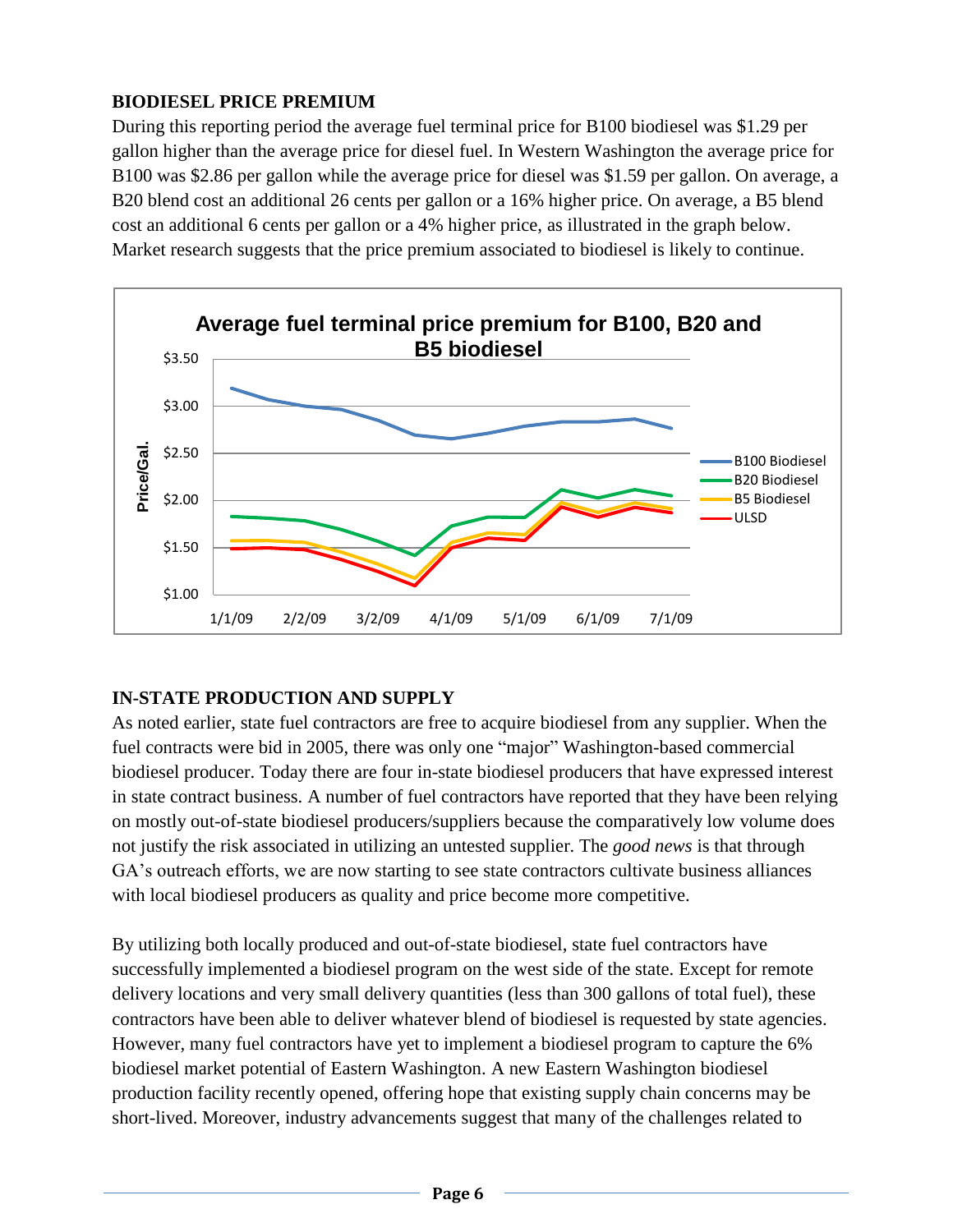## BIODIESEL PRICE PREMIUM

During this reporting period the average fuel terminal price for B100 biodiesel was $1.29 per gallon higher than the average price for diesel fuel. In Western Washington the average price for B100 was $2.86 per gallon while the average price for diesel was $1.59 per gallon. On average, a B20 blend cost an additional 26 cents per gallon or a 16% higher price. On average, a B5 blend cost an additional 6 cents per gallon or a 4% higher price, as illustrated in the graph below. Market research suggests that the price premium associated to biodiesel is likely to continue.

Average fuel terminal price premium for B100, B20 and B5 biodiesel

Price/Gal.

$3.50
$3.00
$2.50
$2.00
$1.50
$1.00

1/1/09
2/2/09
3/2/09
4/1/09
5/1/09
6/1/09
7/1/09

B100 Biodiesel
B20 Biodiesel
B5 Biodiesel
ULSD

## IN-STATE PRODUCTION AND SUPPLY

As noted earlier, state fuel contractors are free to acquire biodiesel from any supplier. When the fuel contracts were bid in 2005, there was only one "major" Washington-based commercial biodiesel producer. Today there are four in-state biodiesel producers that have expressed interest in state contract business. A number of fuel contractors have reported that they have been relying on mostly out-of-state biodiesel producers/suppliers because the comparatively low volume does not justify the risk associated in utilizing an untested supplier. The *good news* is that through GA's outreach efforts, we are now starting to see state contractors cultivate business alliances with local biodiesel producers as quality and price become more competitive.

By utilizing both locally produced and out-of-state biodiesel, state fuel contractors have successfully implemented a biodiesel program on the west side of the state. Except for remote delivery locations and very small delivery quantities (less than 300 gallons of total fuel), these contractors have been able to deliver whatever blend of biodiesel is requested by state agencies. However, many fuel contractors have yet to implement a biodiesel program to capture the 6% biodiesel market potential of Eastern Washington. A new Eastern Washington biodiesel production facility recently opened, offering hope that existing supply chain concerns may be short-lived. Moreover, industry advancements suggest that many of the challenges related to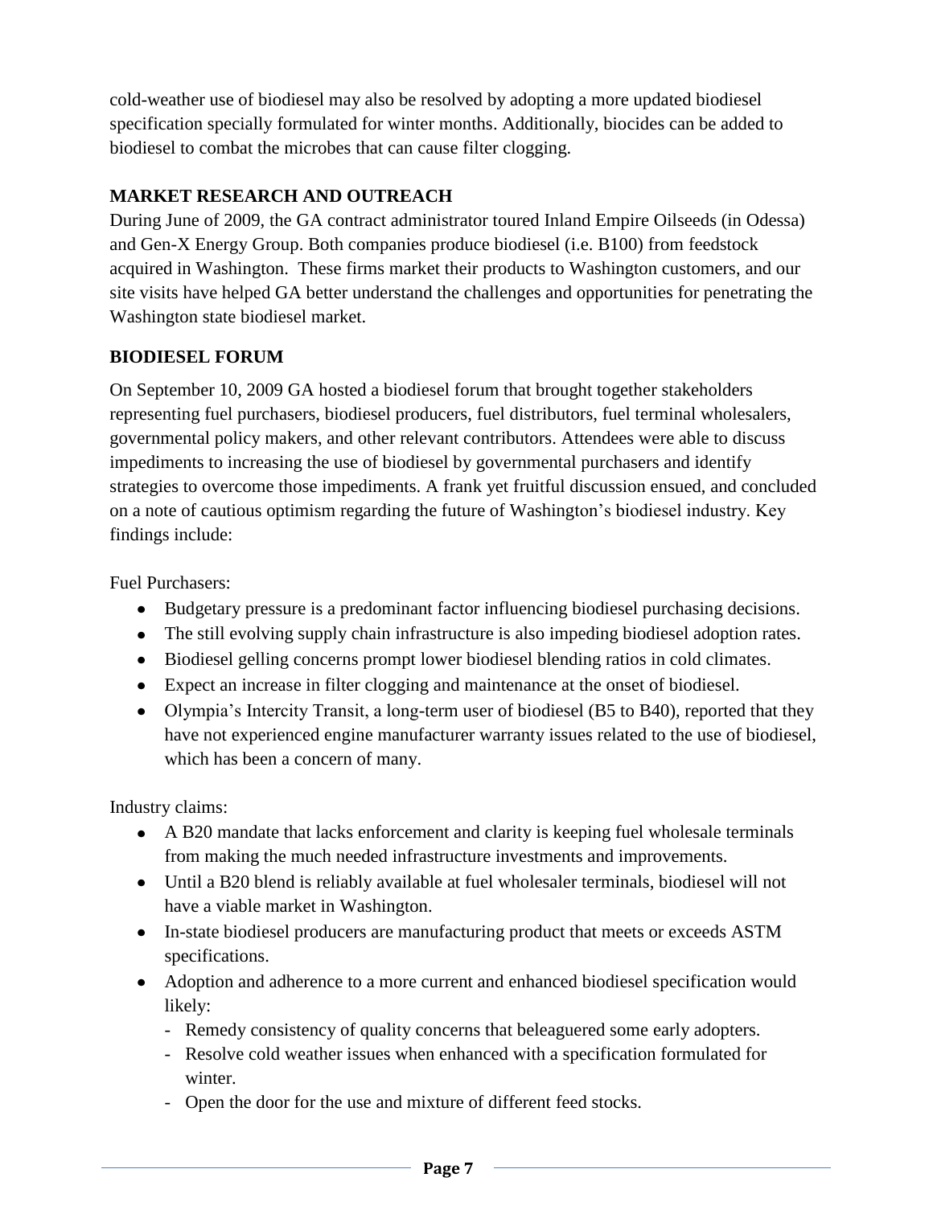cold-weather use of biodiesel may also be resolved by adopting a more updated biodiesel specification specially formulated for winter months. Additionally, biocides can be added to biodiesel to combat the microbes that can cause filter clogging.

### MARKET RESEARCH AND OUTREACH

During June of 2009, the GA contract administrator toured Inland Empire Oilseeds (in Odessa) and Gen-X Energy Group. Both companies produce biodiesel (i.e. B100) from feedstock acquired in Washington. These firms market their products to Washington customers, and our site visits have helped GA better understand the challenges and opportunities for penetrating the Washington state biodiesel market.

### BIODIESEL FORUM

On September 10, 2009 GA hosted a biodiesel forum that brought together stakeholders representing fuel purchasers, biodiesel producers, fuel distributors, fuel terminal wholesalers, governmental policy makers, and other relevant contributors. Attendees were able to discuss impediments to increasing the use of biodiesel by governmental purchasers and identify strategies to overcome those impediments. A frank yet fruitful discussion ensued, and concluded on a note of cautious optimism regarding the future of Washington's biodiesel industry. Key findings include:

Fuel Purchasers:

- Budgetary pressure is a predominant factor influencing biodiesel purchasing decisions.
- The still evolving supply chain infrastructure is also impeding biodiesel adoption rates.
- Biodiesel gelling concerns prompt lower biodiesel blending ratios in cold climates.
- Expect an increase in filter clogging and maintenance at the onset of biodiesel.
- Olympia's Intercity Transit, a long-term user of biodiesel (B5 to B40), reported that they have not experienced engine manufacturer warranty issues related to the use of biodiesel, which has been a concern of many.

Industry claims:

- A B20 mandate that lacks enforcement and clarity is keeping fuel wholesale terminals from making the much needed infrastructure investments and improvements.
- Until a B20 blend is reliably available at fuel wholesaler terminals, biodiesel will not have a viable market in Washington.
- In-state biodiesel producers are manufacturing product that meets or exceeds ASTM specifications.
- Adoption and adherence to a more current and enhanced biodiesel specification would likely:
  - Remedy consistency of quality concerns that beleaguered some early adopters.
  - Resolve cold weather issues when enhanced with a specification formulated for winter.
  - Open the door for the use and mixture of different feed stocks.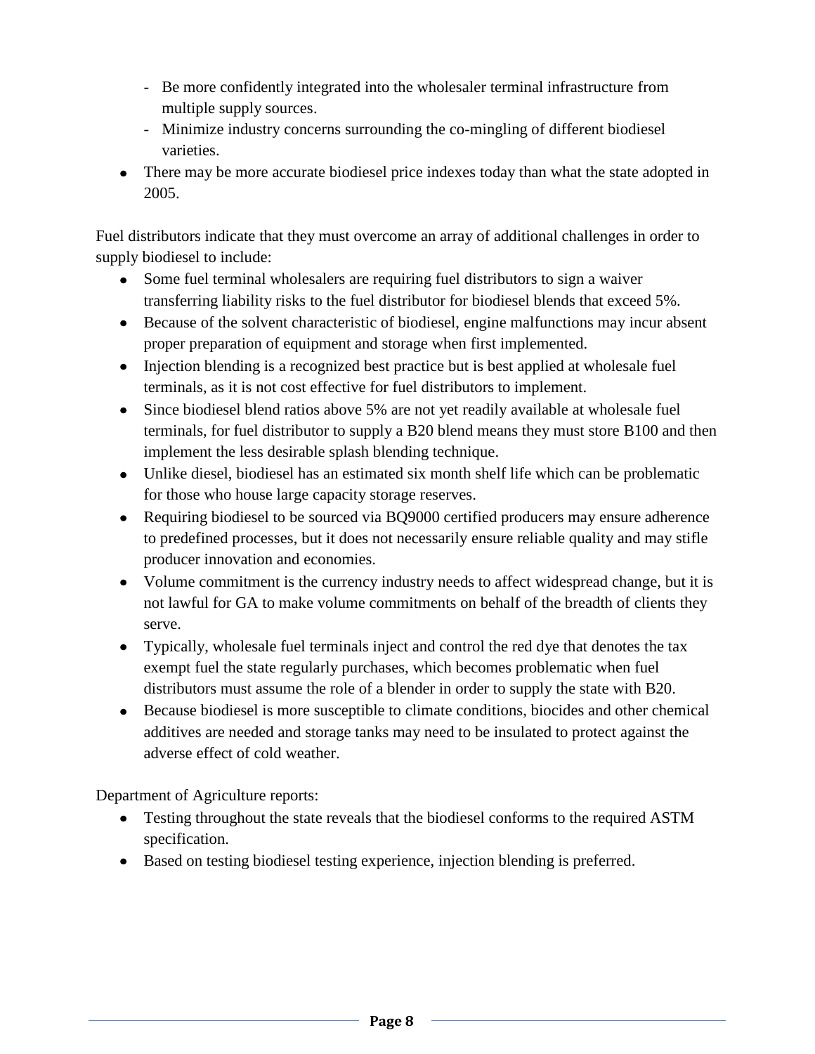- Be more confidently integrated into the wholesaler terminal infrastructure from multiple supply sources.
  - Minimize industry concerns surrounding the co-mingling of different biodiesel varieties.
- There may be more accurate biodiesel price indexes today than what the state adopted in 2005.

Fuel distributors indicate that they must overcome an array of additional challenges in order to supply biodiesel to include:

- Some fuel terminal wholesalers are requiring fuel distributors to sign a waiver transferring liability risks to the fuel distributor for biodiesel blends that exceed 5%.
- Because of the solvent characteristic of biodiesel, engine malfunctions may incur absent proper preparation of equipment and storage when first implemented.
- Injection blending is a recognized best practice but is best applied at wholesale fuel terminals, as it is not cost effective for fuel distributors to implement.
- Since biodiesel blend ratios above 5% are not yet readily available at wholesale fuel terminals, for fuel distributor to supply a B20 blend means they must store B100 and then implement the less desirable splash blending technique.
- Unlike diesel, biodiesel has an estimated six month shelf life which can be problematic for those who house large capacity storage reserves.
- Requiring biodiesel to be sourced via BQ9000 certified producers may ensure adherence to predefined processes, but it does not necessarily ensure reliable quality and may stifle producer innovation and economies.
- Volume commitment is the currency industry needs to affect widespread change, but it is not lawful for GA to make volume commitments on behalf of the breadth of clients they serve.
- Typically, wholesale fuel terminals inject and control the red dye that denotes the tax exempt fuel the state regularly purchases, which becomes problematic when fuel distributors must assume the role of a blender in order to supply the state with B20.
- Because biodiesel is more susceptible to climate conditions, biocides and other chemical additives are needed and storage tanks may need to be insulated to protect against the adverse effect of cold weather.

Department of Agriculture reports:

- Testing throughout the state reveals that the biodiesel conforms to the required ASTM specification.
- Based on testing biodiesel testing experience, injection blending is preferred.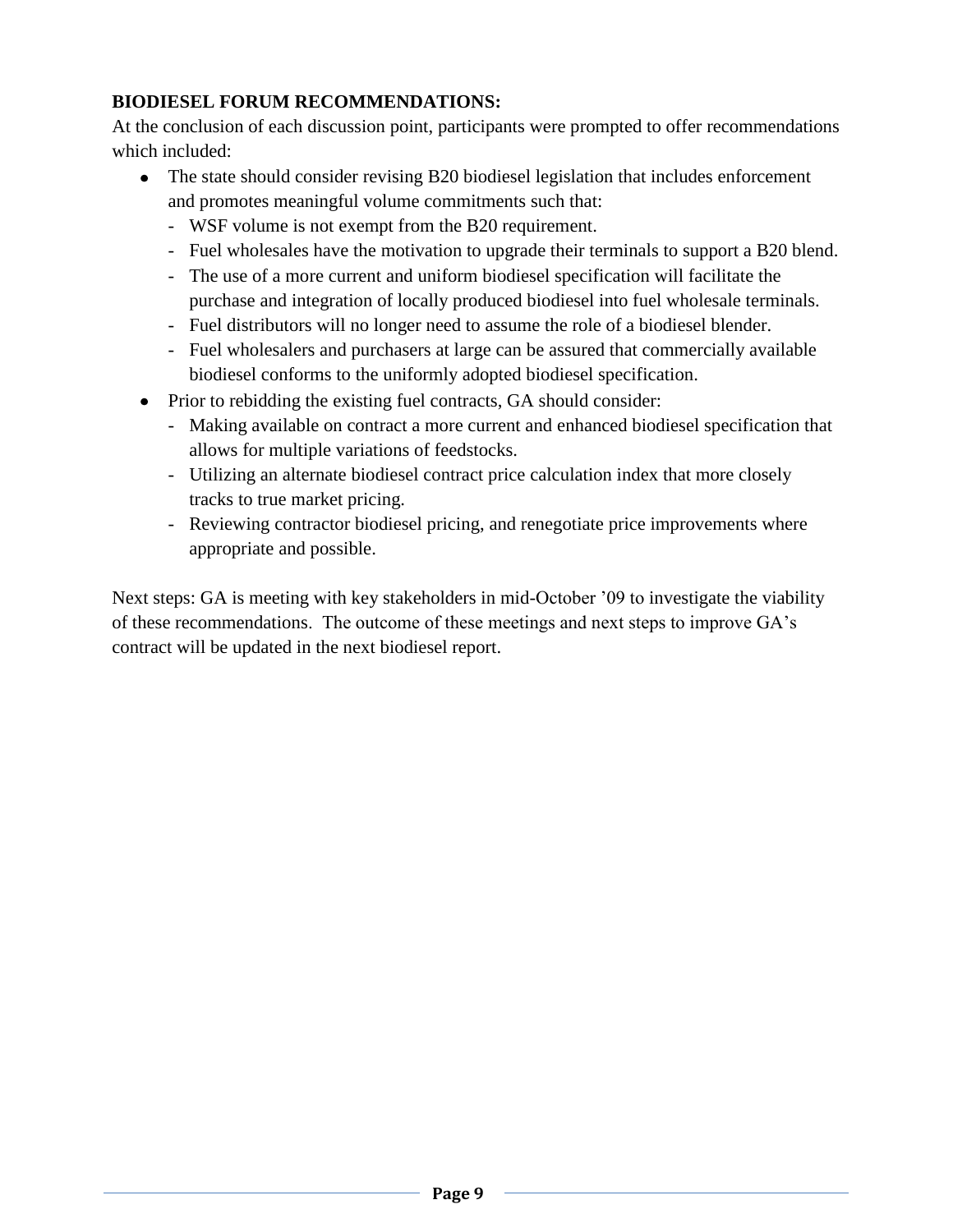**BIODIESEL FORUM RECOMMENDATIONS:**

At the conclusion of each discussion point, participants were prompted to offer recommendations which included:

- The state should consider revising B20 biodiesel legislation that includes enforcement and promotes meaningful volume commitments such that:
  - WSF volume is not exempt from the B20 requirement.
  - Fuel wholesales have the motivation to upgrade their terminals to support a B20 blend.
  - The use of a more current and uniform biodiesel specification will facilitate the purchase and integration of locally produced biodiesel into fuel wholesale terminals.
  - Fuel distributors will no longer need to assume the role of a biodiesel blender.
  - Fuel wholesalers and purchasers at large can be assured that commercially available biodiesel conforms to the uniformly adopted biodiesel specification.
- Prior to rebidding the existing fuel contracts, GA should consider:
  - Making available on contract a more current and enhanced biodiesel specification that allows for multiple variations of feedstocks.
  - Utilizing an alternate biodiesel contract price calculation index that more closely tracks to true market pricing.
  - Reviewing contractor biodiesel pricing, and renegotiate price improvements where appropriate and possible.

Next steps: GA is meeting with key stakeholders in mid-October '09 to investigate the viability of these recommendations. The outcome of these meetings and next steps to improve GA's contract will be updated in the next biodiesel report.